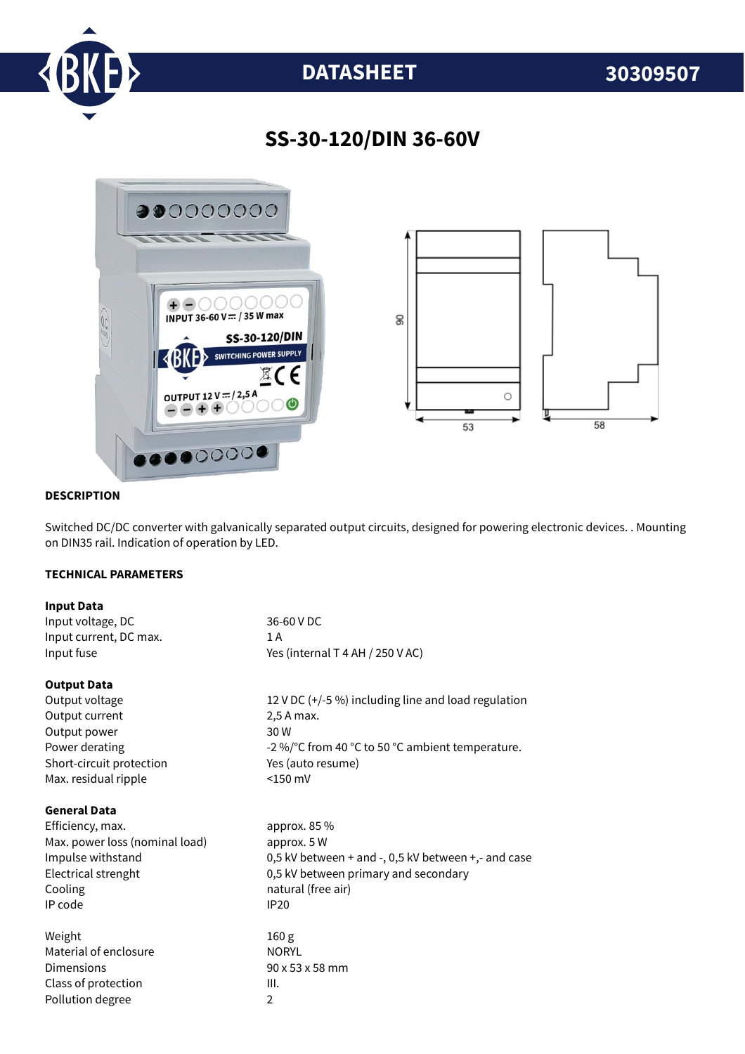# DATASHEET 30309507

## SS-30-120/DIN 36-60V

### DESCRIPTION

Switched DC/DC converter with galvanically separated output circuits, designed for powering electronic devices. . Mounting on DIN35 rail. Indication of operation by LED.

### TECHNICAL PARAMETERS

**Input Data**

| | |
|---|---|
| Input voltage, DC | 36-60 V DC |
| Input current, DC max. | 1 A |
| Input fuse | Yes (internal T 4 AH / 250 V AC) |

**Output Data**

| | |
|---|---|
| Output voltage | 12 V DC (+/-5 %) including line and load regulation |
| Output current | 2,5 A max. |
| Output power | 30 W |
| Power derating | -2 %/°C from 40 °C to 50 °C ambient temperature. |
| Short-circuit protection | Yes (auto resume) |
| Max. residual ripple | <150 mV |

**General Data**

| | |
|---|---|
| Efficiency, max. | approx. 85 % |
| Max. power loss (nominal load) | approx. 5 W |
| Impulse withstand | 0,5 kV between + and -, 0,5 kV between +,- and case |
| Electrical strenght | 0,5 kV between primary and secondary |
| Cooling | natural (free air) |
| IP code | IP20 |
| | |
| Weight | 160 g |
| Material of enclosure | NORYL |
| Dimensions | 90 x 53 x 58 mm |
| Class of protection | III. |
| Pollution degree | 2 |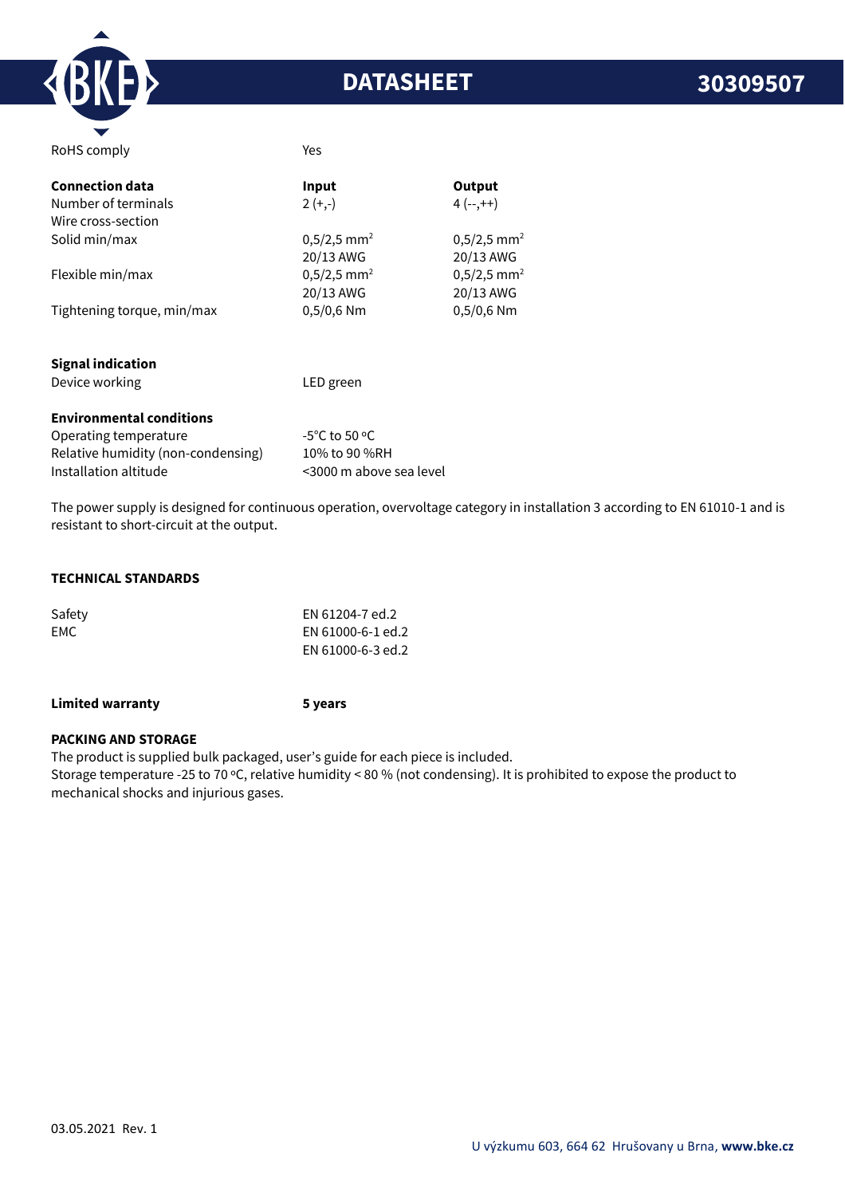| | | |
|---|---|---|
| RoHS comply | Yes | |

| **Connection data** | **Input** | **Output** |
|---|---|---|
| Number of terminals | 2 (+,-) | 4 (--,++) |
| Wire cross-section | | |
| Solid min/max | 0,5/2,5 mm² 20/13 AWG | 0,5/2,5 mm² 20/13 AWG |
| Flexible min/max | 0,5/2,5 mm² 20/13 AWG | 0,5/2,5 mm² 20/13 AWG |
| Tightening torque, min/max | 0,5/0,6 Nm | 0,5/0,6 Nm |

| **Signal indication** | |
|---|---|
| Device working | LED green |

| **Environmental conditions** | |
|---|---|
| Operating temperature | -5°C to 50 ºC |
| Relative humidity (non-condensing) | 10% to 90 %RH |
| Installation altitude | <3000 m above sea level |

The power supply is designed for continuous operation, overvoltage category in installation 3 according to EN 61010-1 and is resistant to short-circuit at the output.

## TECHNICAL STANDARDS

| | |
|---|---|
| Safety | EN 61204-7 ed.2 |
| EMC | EN 61000-6-1 ed.2 |
| | EN 61000-6-3 ed.2 |

**Limited warranty** **5 years**

## PACKING AND STORAGE

The product is supplied bulk packaged, user's guide for each piece is included.
Storage temperature -25 to 70 ºC, relative humidity < 80 % (not condensing). It is prohibited to expose the product to mechanical shocks and injurious gases.

03.05.2021 Rev. 1